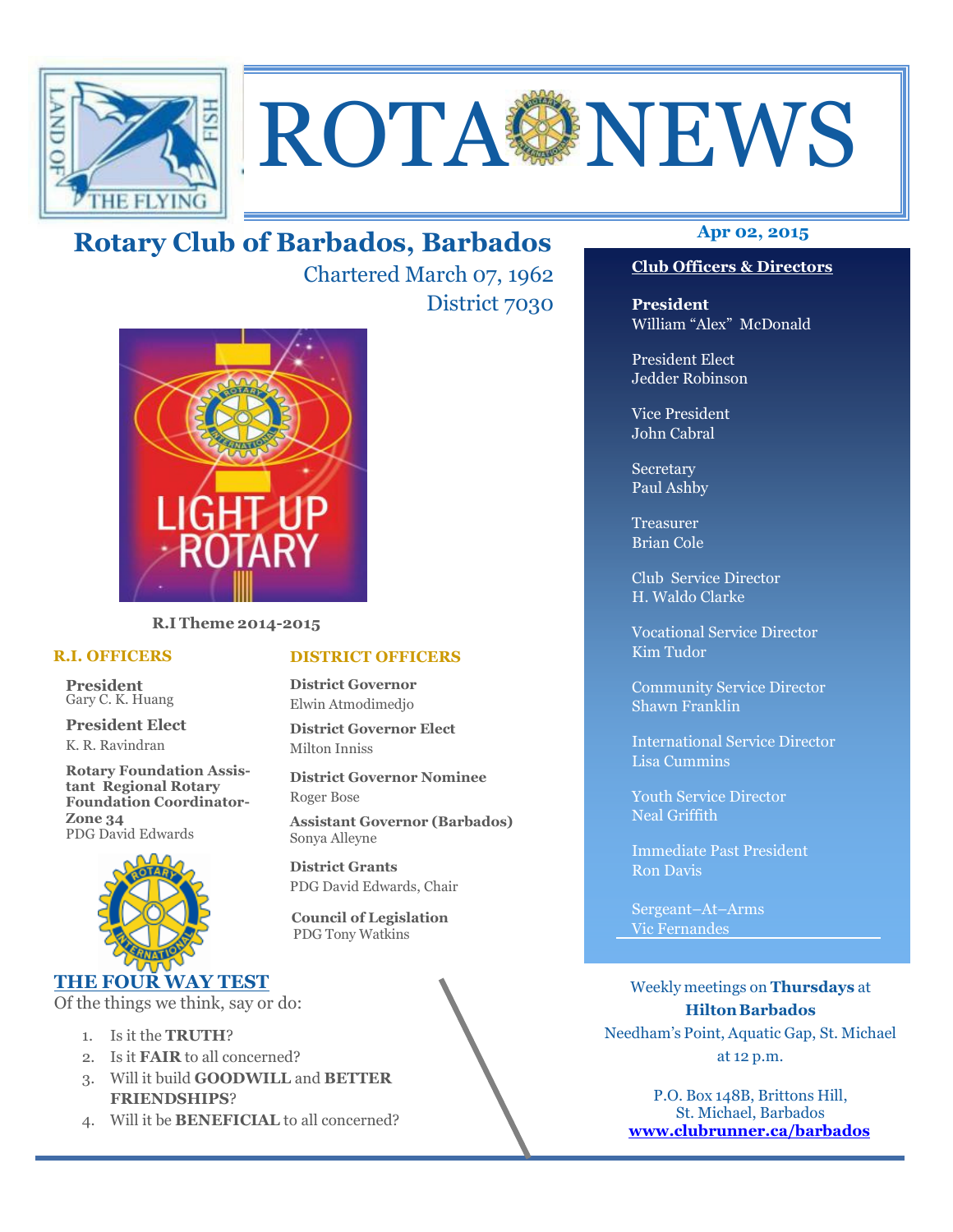# ROTA NEWS

## Rotary Club of Barbados, Barbados

Chartered March 07, 1962

District 7030

LIGHT UP ROTARY

**R.I Theme 2014-2015**

### R.I. OFFICERS

**President**
Gary C. K. Huang

**President Elect**
K. R. Ravindran

**Rotary Foundation Assistant Regional Rotary Foundation Coordinator- Zone 34**
PDG David Edwards

### DISTRICT OFFICERS

**District Governor**
Elwin Atmodimedjo

**District Governor Elect**
Milton Inniss

**District Governor Nominee**
Roger Bose

**Assistant Governor (Barbados)**
Sonya Alleyne

**District Grants**
PDG David Edwards, Chair

**Council of Legislation**
PDG Tony Watkins

### THE FOUR WAY TEST

Of the things we think, say or do:

1. Is it the **TRUTH**?
2. Is it **FAIR** to all concerned?
3. Will it build **GOODWILL** and **BETTER FRIENDSHIPS**?
4. Will it be **BENEFICIAL** to all concerned?

**Apr 02, 2015**

### Club Officers & Directors

**President**
William "Alex" McDonald

President Elect
Jedder Robinson

Vice President
John Cabral

Secretary
Paul Ashby

Treasurer
Brian Cole

Club Service Director
H. Waldo Clarke

Vocational Service Director
Kim Tudor

Community Service Director
Shawn Franklin

International Service Director
Lisa Cummins

Youth Service Director
Neal Griffith

Immediate Past President
Ron Davis

Sergeant–At–Arms
Vic Fernandes

Weekly meetings on **Thursdays** at **Hilton Barbados**
Needham's Point, Aquatic Gap, St. Michael
at 12 p.m.

P.O. Box 148B, Brittons Hill,
St. Michael, Barbados
**www.clubrunner.ca/barbados**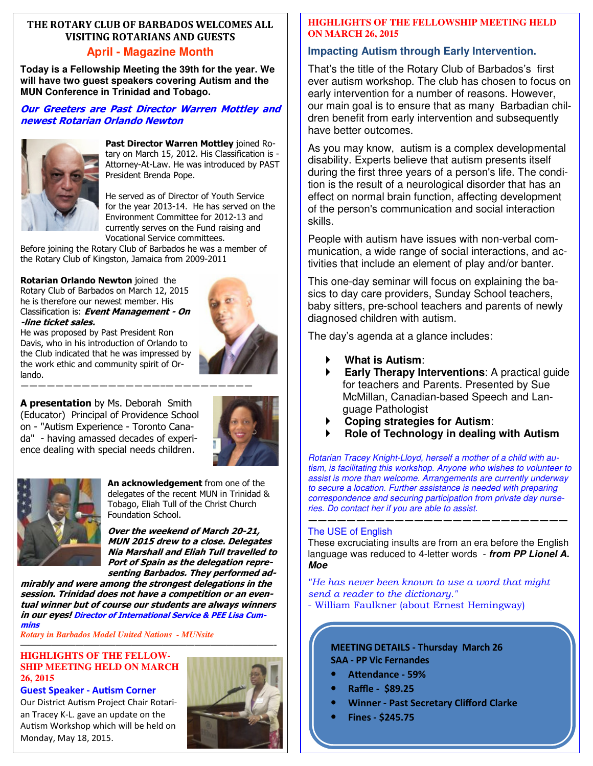## THE ROTARY CLUB OF BARBADOS WELCOMES ALL VISITING ROTARIANS AND GUESTS

### April - Magazine Month

**Today is a Fellowship Meeting the 39th for the year. We will have two guest speakers covering Autism and the MUN Conference in Trinidad and Tobago.**

***Our Greeters are Past Director Warren Mottley and newest Rotarian Orlando Newton***

**Past Director Warren Mottley** joined Rotary on March 15, 2012. His Classification is - Attorney-At-Law. He was introduced by PAST President Brenda Pope.

He served as of Director of Youth Service for the year 2013-14. He has served on the Environment Committee for 2012-13 and currently serves on the Fund raising and Vocational Service committees.

Before joining the Rotary Club of Barbados he was a member of the Rotary Club of Kingston, Jamaica from 2009-2011

**Rotarian Orlando Newton** joined the Rotary Club of Barbados on March 12, 2015 he is therefore our newest member. His Classification is: ***Event Management - On-line ticket sales.***

He was proposed by Past President Ron Davis, who in his introduction of Orlando to the Club indicated that he was impressed by the work ethic and community spirit of Orlando.

---

**A presentation** by Ms. Deborah Smith (Educator) Principal of Providence School on - "Autism Experience - Toronto Canada" - having amassed decades of experience dealing with special needs children.

**An acknowledgement** from one of the delegates of the recent MUN in Trinidad & Tobago, Eliah Tull of the Christ Church Foundation School.

***Over the weekend of March 20-21, MUN 2015 drew to a close. Delegates Nia Marshall and Eliah Tull travelled to Port of Spain as the delegation representing Barbados. They performed admirably and were among the strongest delegations in the session. Trinidad does not have a competition or an eventual winner but of course our students are always winners in our eyes!*** ***Director of International Service & PEE Lisa Cummins***

*Rotary in Barbados Model United Nations - MUNsite*

---

## HIGHLIGHTS OF THE FELLOWSHIP MEETING HELD ON MARCH 26, 2015

### Guest Speaker - Autism Corner

Our District Autism Project Chair Rotarian Tracey K-L. gave an update on the Autism Workshop which will be held on Monday, May 18, 2015.

## HIGHLIGHTS OF THE FELLOWSHIP MEETING HELD ON MARCH 26, 2015

### Impacting Autism through Early Intervention.

That's the title of the Rotary Club of Barbados's first ever autism workshop. The club has chosen to focus on early intervention for a number of reasons. However, our main goal is to ensure that as many Barbadian children benefit from early intervention and subsequently have better outcomes.

As you may know, autism is a complex developmental disability. Experts believe that autism presents itself during the first three years of a person's life. The condition is the result of a neurological disorder that has an effect on normal brain function, affecting development of the person's communication and social interaction skills.

People with autism have issues with non-verbal communication, a wide range of social interactions, and activities that include an element of play and/or banter.

This one-day seminar will focus on explaining the basics to day care providers, Sunday School teachers, baby sitters, pre-school teachers and parents of newly diagnosed children with autism.

The day's agenda at a glance includes:

- **What is Autism**:
- **Early Therapy Interventions**: A practical guide for teachers and Parents. Presented by Sue McMillan, Canadian-based Speech and Language Pathologist
- **Coping strategies for Autism**:
- **Role of Technology in dealing with Autism**

*Rotarian Tracey Knight-Lloyd, herself a mother of a child with autism, is facilitating this workshop. Anyone who wishes to volunteer to assist is more than welcome. Arrangements are currently underway to secure a location. Further assistance is needed with preparing correspondence and securing participation from private day nurseries. Do contact her if you are able to assist.*

---

### The USE of English

These excruciating insults are from an era before the English language was reduced to 4-letter words - ***from PP Lionel A. Moe***

*"He has never been known to use a word that might send a reader to the dictionary."*
- William Faulkner (about Ernest Hemingway)

**MEETING DETAILS - Thursday March 26**
**SAA - PP Vic Fernandes**

- **Attendance - 59%**
- **Raffle - $89.25**
- **Winner - Past Secretary Clifford Clarke**
- **Fines - $245.75**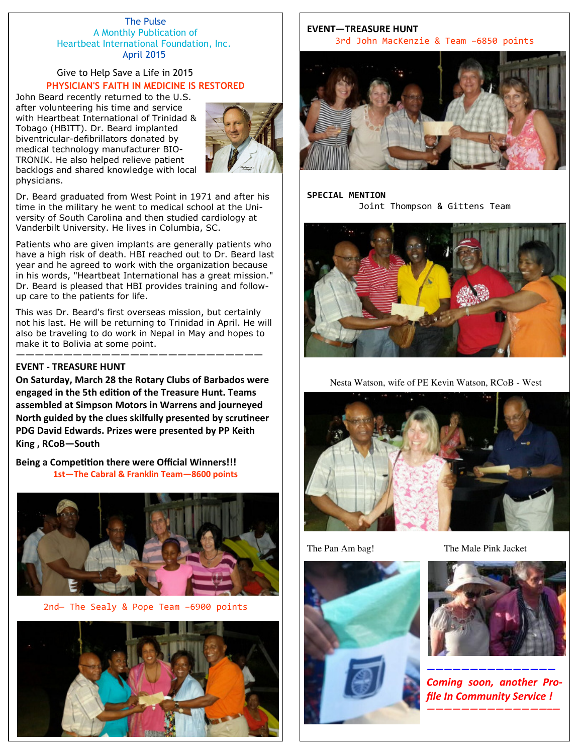The Pulse
A Monthly Publication of
Heartbeat International Foundation, Inc.
April 2015

Give to Help Save a Life in 2015

## PHYSICIAN'S FAITH IN MEDICINE IS RESTORED

John Beard recently returned to the U.S. after volunteering his time and service with Heartbeat International of Trinidad & Tobago (HBITT). Dr. Beard implanted biventricular-defibrillators donated by medical technology manufacturer BIOTRONIK. He also helped relieve patient backlogs and shared knowledge with local physicians.

Dr. Beard graduated from West Point in 1971 and after his time in the military he went to medical school at the University of South Carolina and then studied cardiology at Vanderbilt University. He lives in Columbia, SC.

Patients who are given implants are generally patients who have a high risk of death. HBI reached out to Dr. Beard last year and he agreed to work with the organization because in his words, "Heartbeat International has a great mission." Dr. Beard is pleased that HBI provides training and follow-up care to the patients for life.

This was Dr. Beard's first overseas mission, but certainly not his last. He will be returning to Trinidad in April. He will also be traveling to do work in Nepal in May and hopes to make it to Bolivia at some point.

---

## EVENT - TREASURE HUNT

**On Saturday, March 28 the Rotary Clubs of Barbados were engaged in the 5th edition of the Treasure Hunt. Teams assembled at Simpson Motors in Warrens and journeyed North guided by the clues skilfully presented by scrutineer PDG David Edwards. Prizes were presented by PP Keith King , RCoB—South**

**Being a Competition there were Official Winners!!!**

1st—The Cabral & Franklin Team—8600 points

2nd— The Sealy & Pope Team -6900 points

## EVENT—TREASURE HUNT

3rd John MacKenzie & Team -6850 points

**SPECIAL MENTION**

Joint Thompson & Gittens Team

Nesta Watson, wife of PE Kevin Watson, RCoB - West

The Pan Am bag!

The Male Pink Jacket

---

*Coming soon, another Profile In Community Service !*

---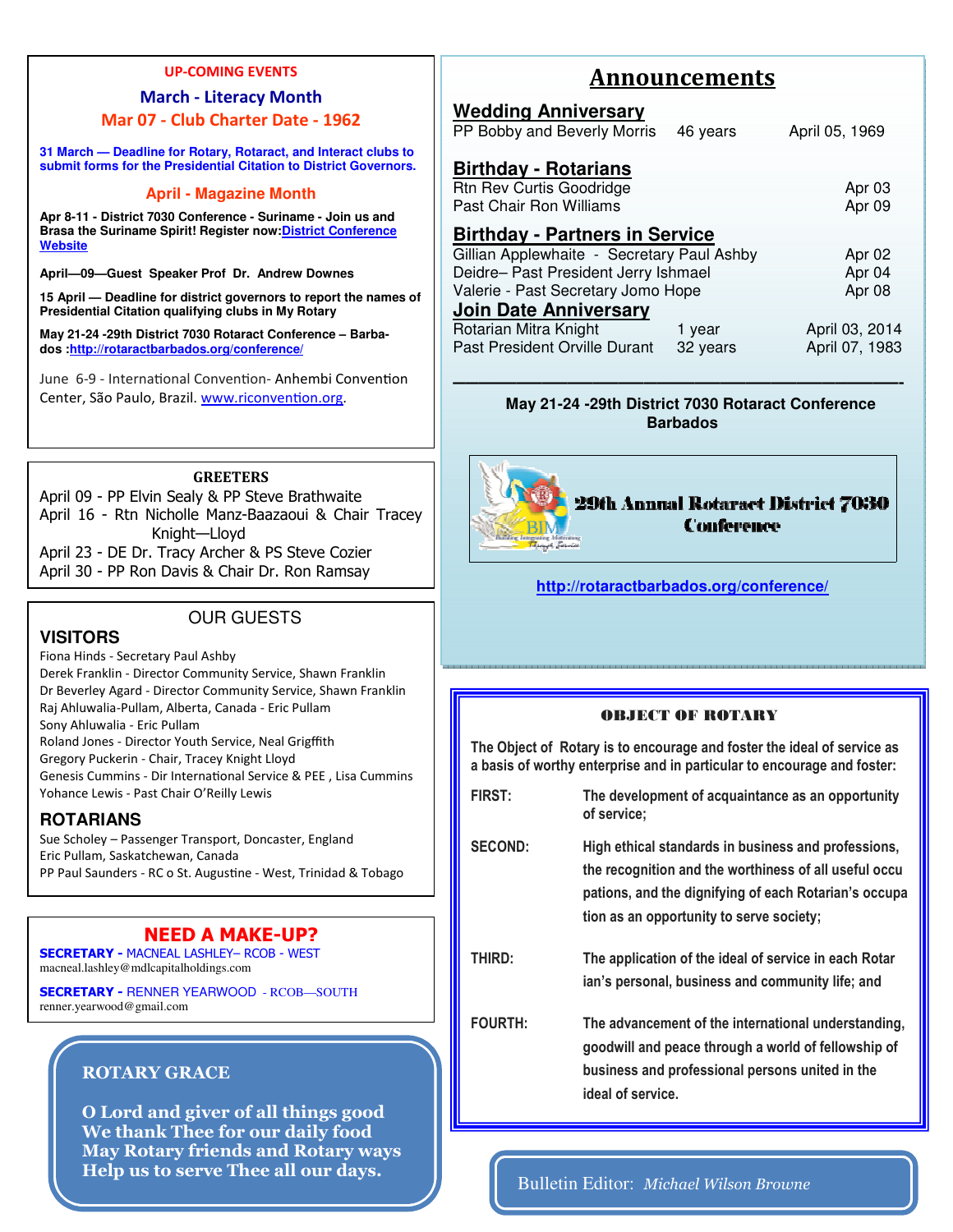**UP-COMING EVENTS**

**March - Literacy Month**

**Mar 07 - Club Charter Date - 1962**

**31 March — Deadline for Rotary, Rotaract, and Interact clubs to submit forms for the Presidential Citation to District Governors.**

**April - Magazine Month**

**Apr 8-11 - District 7030 Conference - Suriname - Join us and Brasa the Suriname Spirit! Register now:[District Conference Website]**

**April—09—Guest Speaker Prof Dr. Andrew Downes**

**15 April — Deadline for district governors to report the names of Presidential Citation qualifying clubs in My Rotary**

**May 21-24 -29th District 7030 Rotaract Conference – Barbados :http://rotaractbarbados.org/conference/**

June 6-9 - International Convention- Anhembi Convention Center, São Paulo, Brazil. www.riconvention.org.

**GREETERS**

April 09 - PP Elvin Sealy & PP Steve Brathwaite
April 16 - Rtn Nicholle Manz-Baazaoui & Chair Tracey Knight—Lloyd
April 23 - DE Dr. Tracy Archer & PS Steve Cozier
April 30 - PP Ron Davis & Chair Dr. Ron Ramsay

## OUR GUESTS

### VISITORS

Fiona Hinds - Secretary Paul Ashby
Derek Franklin - Director Community Service, Shawn Franklin
Dr Beverley Agard - Director Community Service, Shawn Franklin
Raj Ahluwalia-Pullam, Alberta, Canada - Eric Pullam
Sony Ahluwalia - Eric Pullam
Roland Jones - Director Youth Service, Neal Grigffith
Gregory Puckerin - Chair, Tracey Knight Lloyd
Genesis Cummins - Dir International Service & PEE , Lisa Cummins
Yohance Lewis - Past Chair O'Reilly Lewis

### ROTARIANS

Sue Scholey – Passenger Transport, Doncaster, England
Eric Pullam, Saskatchewan, Canada
PP Paul Saunders - RC o St. Augustine - West, Trinidad & Tobago

## NEED A MAKE-UP?

**SECRETARY -** MACNEAL LASHLEY– RCOB - WEST
macneal.lashley@mdlcapitalholdings.com

**SECRETARY -** RENNER YEARWOOD - RCOB—SOUTH
renner.yearwood@gmail.com

**ROTARY GRACE**

**O Lord and giver of all things good
We thank Thee for our daily food
May Rotary friends and Rotary ways
Help us to serve Thee all our days.**

# Announcements

## Wedding Anniversary

| | | |
|---|---|---|
| PP Bobby and Beverly Morris | 46 years | April 05, 1969 |

## Birthday - Rotarians

| | |
|---|---|
| Rtn Rev Curtis Goodridge | Apr 03 |
| Past Chair Ron Williams | Apr 09 |

## Birthday - Partners in Service

| | |
|---|---|
| Gillian Applewhaite - Secretary Paul Ashby | Apr 02 |
| Deidre– Past President Jerry Ishmael | Apr 04 |
| Valerie - Past Secretary Jomo Hope | Apr 08 |

## Join Date Anniversary

| | | |
|---|---|---|
| Rotarian Mitra Knight | 1 year | April 03, 2014 |
| Past President Orville Durant | 32 years | April 07, 1983 |

---

**May 21-24 -29th District 7030 Rotaract Conference Barbados**

29th Annual Rotaract District 7030 Conference

http://rotaractbarbados.org/conference/

**OBJECT OF ROTARY**

**The Object of Rotary is to encourage and foster the ideal of service as a basis of worthy enterprise and in particular to encourage and foster:**

**FIRST:** The development of acquaintance as an opportunity of service;

**SECOND:** High ethical standards in business and professions, the recognition and the worthiness of all useful occupations, and the dignifying of each Rotarian's occupation as an opportunity to serve society;

**THIRD:** The application of the ideal of service in each Rotarian's personal, business and community life; and

**FOURTH:** The advancement of the international understanding, goodwill and peace through a world of fellowship of business and professional persons united in the ideal of service.

Bulletin Editor: *Michael Wilson Browne*